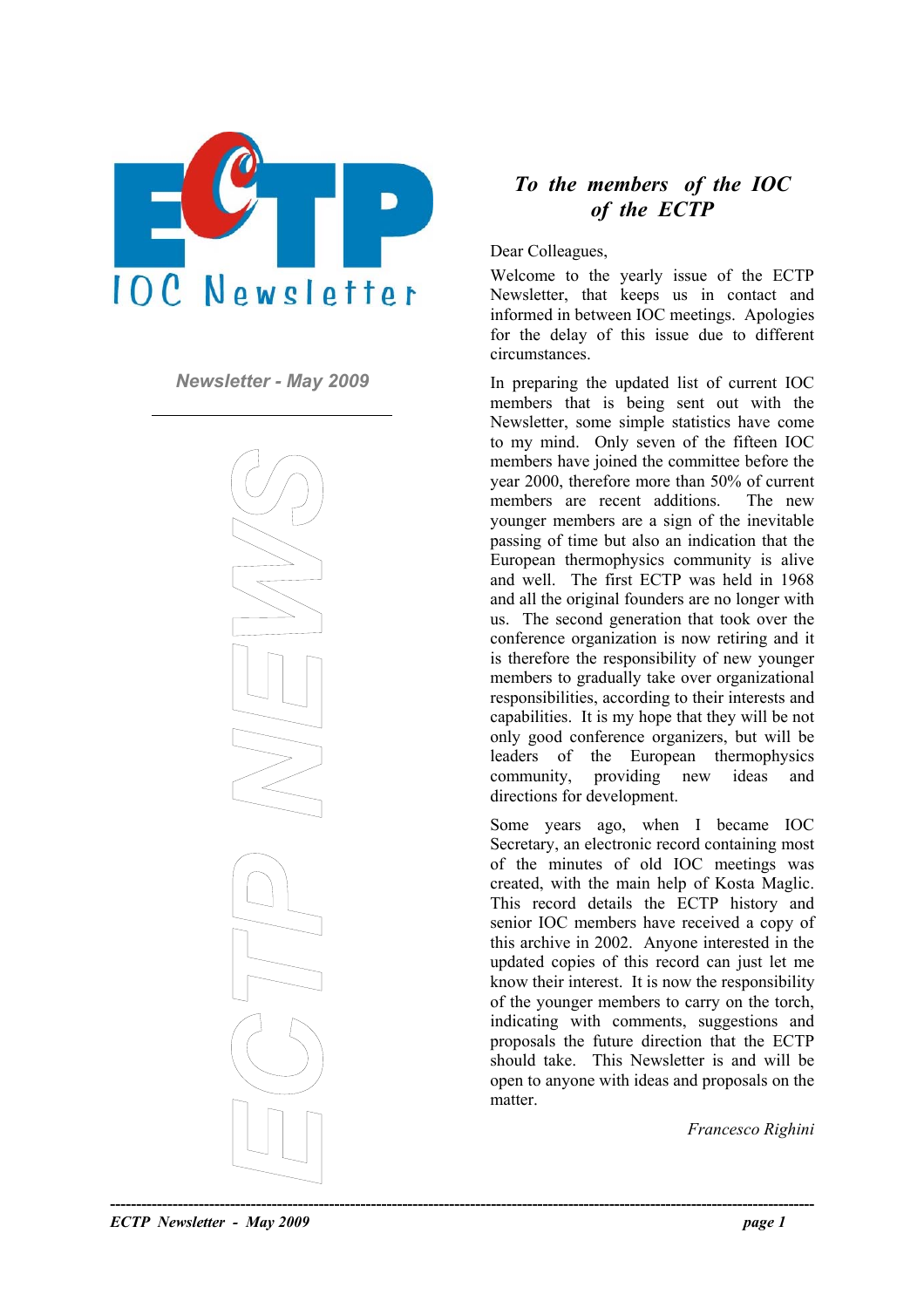# ECTP IOC Newsletter

*Newsletter - May 2009*

ECTP NEWS

## *To the members of the IOC of the ECTP*

Dear Colleagues,

Welcome to the yearly issue of the ECTP Newsletter, that keeps us in contact and informed in between IOC meetings. Apologies for the delay of this issue due to different circumstances.

In preparing the updated list of current IOC members that is being sent out with the Newsletter, some simple statistics have come to my mind. Only seven of the fifteen IOC members have joined the committee before the year 2000, therefore more than 50% of current members are recent additions. The new younger members are a sign of the inevitable passing of time but also an indication that the European thermophysics community is alive and well. The first ECTP was held in 1968 and all the original founders are no longer with us. The second generation that took over the conference organization is now retiring and it is therefore the responsibility of new younger members to gradually take over organizational responsibilities, according to their interests and capabilities. It is my hope that they will be not only good conference organizers, but will be leaders of the European thermophysics community, providing new ideas and directions for development.

Some years ago, when I became IOC Secretary, an electronic record containing most of the minutes of old IOC meetings was created, with the main help of Kosta Maglic. This record details the ECTP history and senior IOC members have received a copy of this archive in 2002. Anyone interested in the updated copies of this record can just let me know their interest. It is now the responsibility of the younger members to carry on the torch, indicating with comments, suggestions and proposals the future direction that the ECTP should take. This Newsletter is and will be open to anyone with ideas and proposals on the matter.

*Francesco Righini*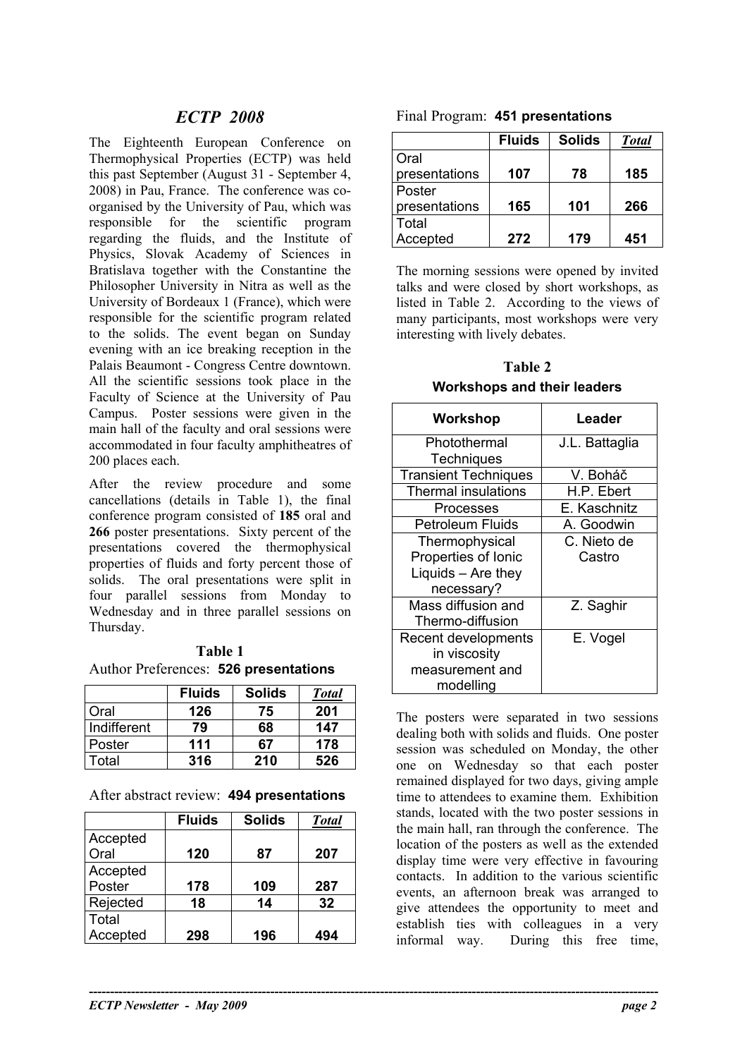## *ECTP 2008*

The Eighteenth European Conference on Thermophysical Properties (ECTP) was held this past September (August 31 - September 4, 2008) in Pau, France. The conference was co-organised by the University of Pau, which was responsible for the scientific program regarding the fluids, and the Institute of Physics, Slovak Academy of Sciences in Bratislava together with the Constantine the Philosopher University in Nitra as well as the University of Bordeaux 1 (France), which were responsible for the scientific program related to the solids. The event began on Sunday evening with an ice breaking reception in the Palais Beaumont - Congress Centre downtown. All the scientific sessions took place in the Faculty of Science at the University of Pau Campus. Poster sessions were given in the main hall of the faculty and oral sessions were accommodated in four faculty amphitheatres of 200 places each.

After the review procedure and some cancellations (details in Table 1), the final conference program consisted of **185** oral and **266** poster presentations. Sixty percent of the presentations covered the thermophysical properties of fluids and forty percent those of solids. The oral presentations were split in four parallel sessions from Monday to Wednesday and in three parallel sessions on Thursday.

**Table 1**

Author Preferences: **526 presentations**

| | Fluids | Solids | *Total* |
|---|---|---|---|
| Oral | 126 | 75 | 201 |
| Indifferent | 79 | 68 | 147 |
| Poster | 111 | 67 | 178 |
| Total | 316 | 210 | 526 |

After abstract review: **494 presentations**

| | Fluids | Solids | *Total* |
|---|---|---|---|
| Accepted Oral | 120 | 87 | 207 |
| Accepted Poster | 178 | 109 | 287 |
| Rejected | 18 | 14 | 32 |
| Total Accepted | 298 | 196 | 494 |

Final Program: **451 presentations**

| | Fluids | Solids | *Total* |
|---|---|---|---|
| Oral presentations | 107 | 78 | 185 |
| Poster presentations | 165 | 101 | 266 |
| Total Accepted | 272 | 179 | 451 |

The morning sessions were opened by invited talks and were closed by short workshops, as listed in Table 2. According to the views of many participants, most workshops were very interesting with lively debates.

**Table 2**

**Workshops and their leaders**

| Workshop | Leader |
|---|---|
| Photothermal Techniques | J.L. Battaglia |
| Transient Techniques | V. Boháč |
| Thermal insulations | H.P. Ebert |
| Processes | E. Kaschnitz |
| Petroleum Fluids | A. Goodwin |
| Thermophysical Properties of Ionic Liquids – Are they necessary? | C. Nieto de Castro |
| Mass diffusion and Thermo-diffusion | Z. Saghir |
| Recent developments in viscosity measurement and modelling | E. Vogel |

The posters were separated in two sessions dealing both with solids and fluids. One poster session was scheduled on Monday, the other one on Wednesday so that each poster remained displayed for two days, giving ample time to attendees to examine them. Exhibition stands, located with the two poster sessions in the main hall, ran through the conference. The location of the posters as well as the extended display time were very effective in favouring contacts. In addition to the various scientific events, an afternoon break was arranged to give attendees the opportunity to meet and establish ties with colleagues in a very informal way. During this free time,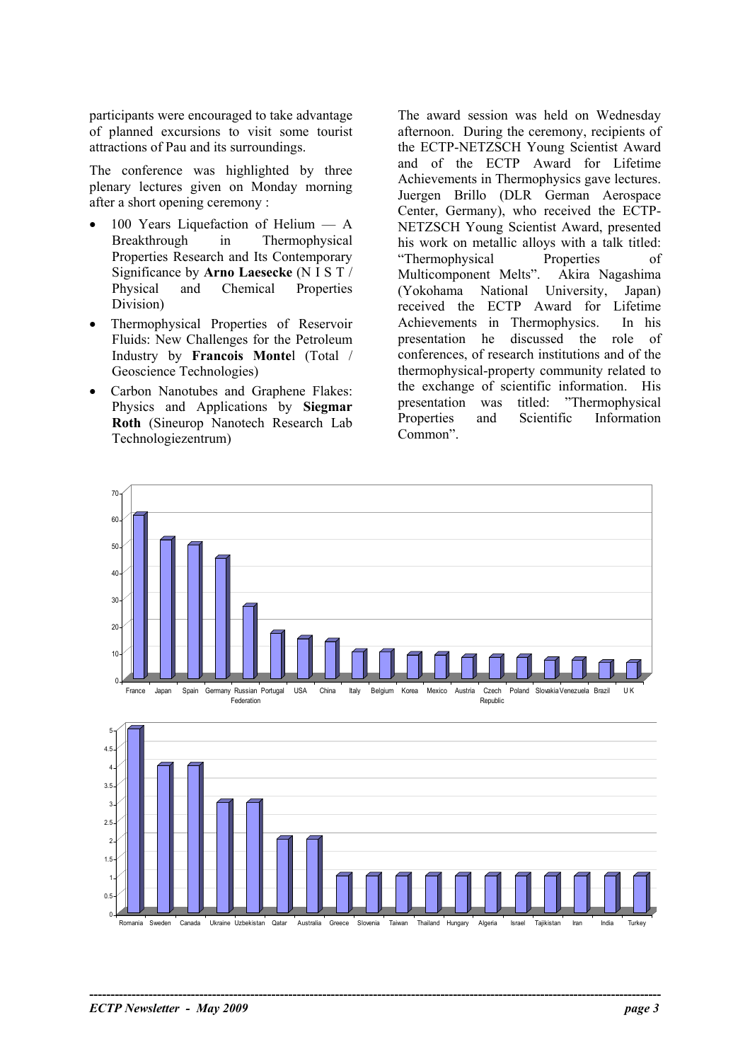participants were encouraged to take advantage of planned excursions to visit some tourist attractions of Pau and its surroundings.

The conference was highlighted by three plenary lectures given on Monday morning after a short opening ceremony :

- 100 Years Liquefaction of Helium — A Breakthrough in Thermophysical Properties Research and Its Contemporary Significance by **Arno Laesecke** (N I S T / Physical and Chemical Properties Division)
- Thermophysical Properties of Reservoir Fluids: New Challenges for the Petroleum Industry by **Francois Montel** (Total / Geoscience Technologies)
- Carbon Nanotubes and Graphene Flakes: Physics and Applications by **Siegmar Roth** (Sineurop Nanotech Research Lab Technologiezentrum)

The award session was held on Wednesday afternoon. During the ceremony, recipients of the ECTP-NETZSCH Young Scientist Award and of the ECTP Award for Lifetime Achievements in Thermophysics gave lectures. Juergen Brillo (DLR German Aerospace Center, Germany), who received the ECTP-NETZSCH Young Scientist Award, presented his work on metallic alloys with a talk titled: "Thermophysical Properties of Multicomponent Melts". Akira Nagashima (Yokohama National University, Japan) received the ECTP Award for Lifetime Achievements in Thermophysics. In his presentation he discussed the role of conferences, of research institutions and of the thermophysical-property community related to the exchange of scientific information. His presentation was titled: "Thermophysical Properties and Scientific Information Common".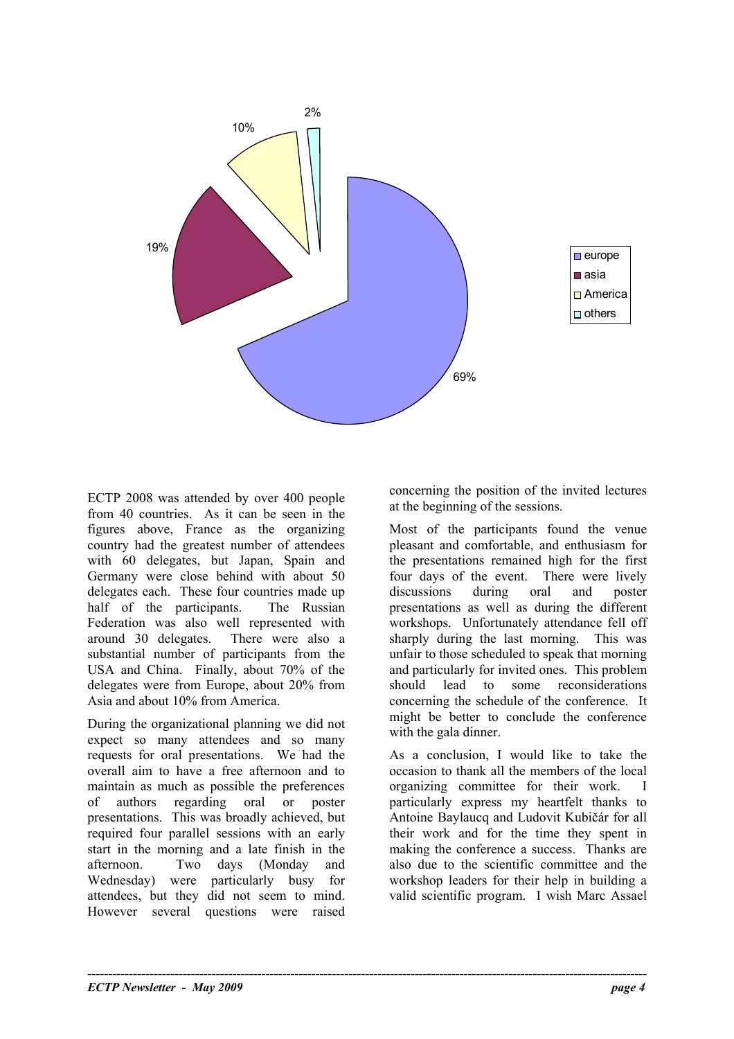ECTP 2008 was attended by over 400 people from 40 countries. As it can be seen in the figures above, France as the organizing country had the greatest number of attendees with 60 delegates, but Japan, Spain and Germany were close behind with about 50 delegates each. These four countries made up half of the participants. The Russian Federation was also well represented with around 30 delegates. There were also a substantial number of participants from the USA and China. Finally, about 70% of the delegates were from Europe, about 20% from Asia and about 10% from America.

During the organizational planning we did not expect so many attendees and so many requests for oral presentations. We had the overall aim to have a free afternoon and to maintain as much as possible the preferences of authors regarding oral or poster presentations. This was broadly achieved, but required four parallel sessions with an early start in the morning and a late finish in the afternoon. Two days (Monday and Wednesday) were particularly busy for attendees, but they did not seem to mind. However several questions were raised concerning the position of the invited lectures at the beginning of the sessions.

Most of the participants found the venue pleasant and comfortable, and enthusiasm for the presentations remained high for the first four days of the event. There were lively discussions during oral and poster presentations as well as during the different workshops. Unfortunately attendance fell off sharply during the last morning. This was unfair to those scheduled to speak that morning and particularly for invited ones. This problem should lead to some reconsiderations concerning the schedule of the conference. It might be better to conclude the conference with the gala dinner.

As a conclusion, I would like to take the occasion to thank all the members of the local organizing committee for their work. I particularly express my heartfelt thanks to Antoine Baylaucq and Ludovit Kubičár for all their work and for the time they spent in making the conference a success. Thanks are also due to the scientific committee and the workshop leaders for their help in building a valid scientific program. I wish Marc Assael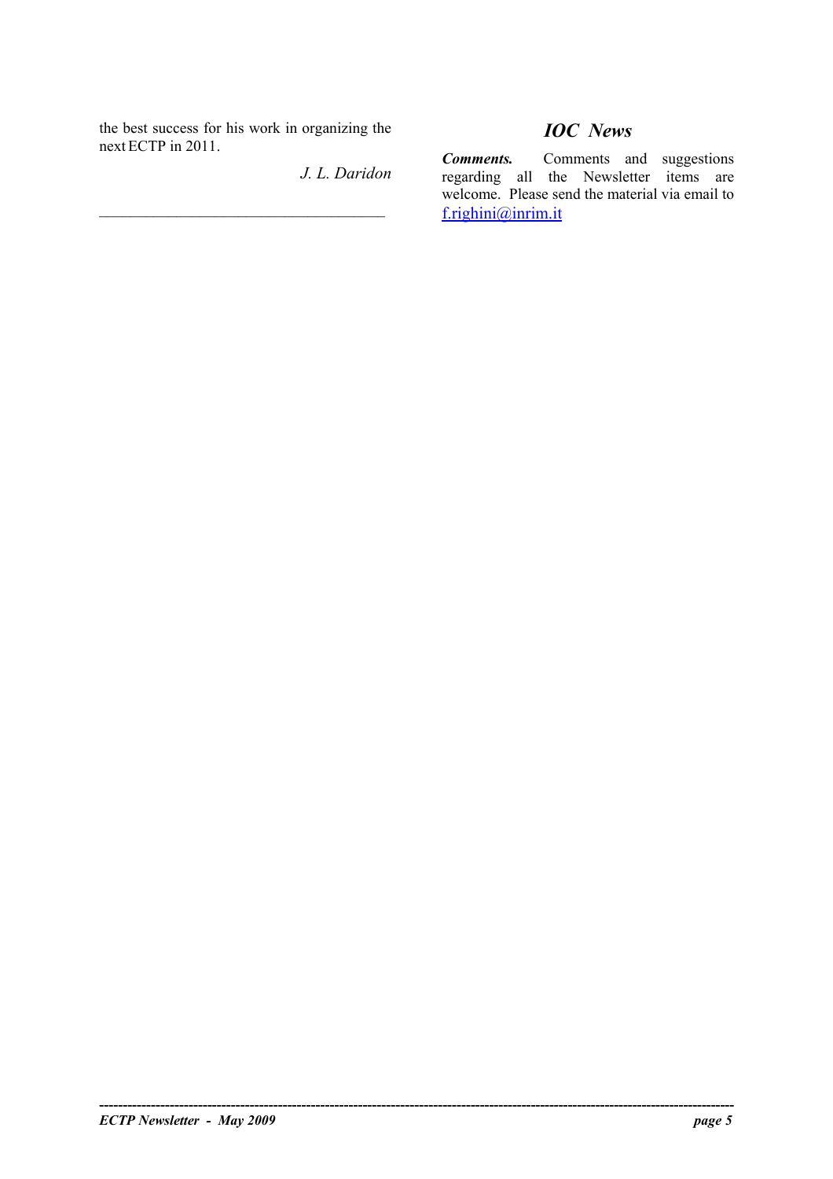the best success for his work in organizing the next ECTP in 2011.

*J. L. Daridon*

---

## *IOC News*

***Comments.*** Comments and suggestions regarding all the Newsletter items are welcome. Please send the material via email to f.righini@inrim.it